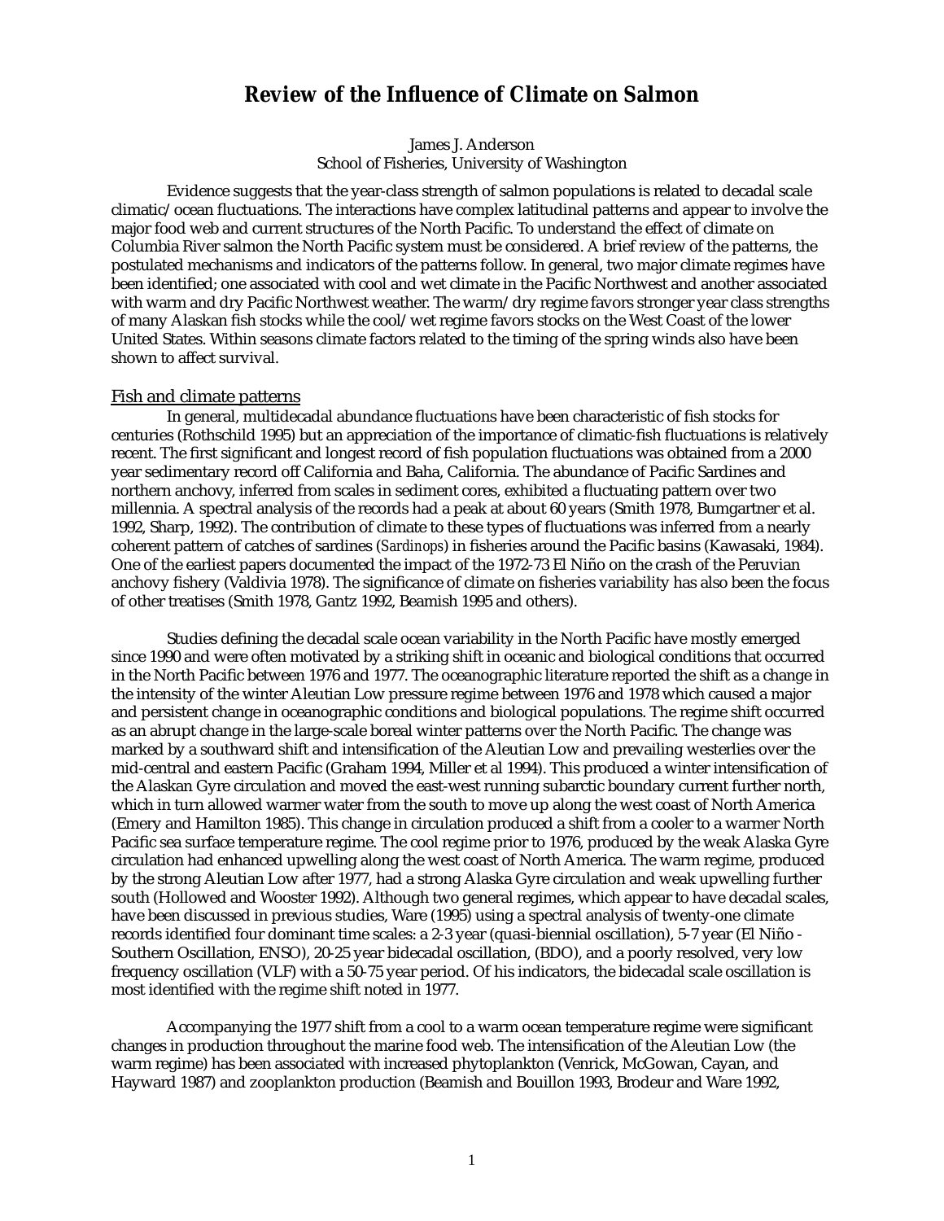# Review of the Influence of Climate on Salmon

James J. Anderson
School of Fisheries, University of Washington

Evidence suggests that the year-class strength of salmon populations is related to decadal scale climatic/ocean fluctuations. The interactions have complex latitudinal patterns and appear to involve the major food web and current structures of the North Pacific. To understand the effect of climate on Columbia River salmon the North Pacific system must be considered. A brief review of the patterns, the postulated mechanisms and indicators of the patterns follow. In general, two major climate regimes have been identified; one associated with cool and wet climate in the Pacific Northwest and another associated with warm and dry Pacific Northwest weather. The warm/dry regime favors stronger year class strengths of many Alaskan fish stocks while the cool/wet regime favors stocks on the West Coast of the lower United States. Within seasons climate factors related to the timing of the spring winds also have been shown to affect survival.

## Fish and climate patterns

In general, multidecadal abundance fluctuations have been characteristic of fish stocks for centuries (Rothschild 1995) but an appreciation of the importance of climatic-fish fluctuations is relatively recent. The first significant and longest record of fish population fluctuations was obtained from a 2000 year sedimentary record off California and Baha, California. The abundance of Pacific Sardines and northern anchovy, inferred from scales in sediment cores, exhibited a fluctuating pattern over two millennia. A spectral analysis of the records had a peak at about 60 years (Smith 1978, Bumgartner et al. 1992, Sharp, 1992). The contribution of climate to these types of fluctuations was inferred from a nearly coherent pattern of catches of sardines (*Sardinops*) in fisheries around the Pacific basins (Kawasaki, 1984). One of the earliest papers documented the impact of the 1972-73 El Niño on the crash of the Peruvian anchovy fishery (Valdivia 1978). The significance of climate on fisheries variability has also been the focus of other treatises (Smith 1978, Gantz 1992, Beamish 1995 and others).

Studies defining the decadal scale ocean variability in the North Pacific have mostly emerged since 1990 and were often motivated by a striking shift in oceanic and biological conditions that occurred in the North Pacific between 1976 and 1977. The oceanographic literature reported the shift as a change in the intensity of the winter Aleutian Low pressure regime between 1976 and 1978 which caused a major and persistent change in oceanographic conditions and biological populations. The regime shift occurred as an abrupt change in the large-scale boreal winter patterns over the North Pacific. The change was marked by a southward shift and intensification of the Aleutian Low and prevailing westerlies over the mid-central and eastern Pacific (Graham 1994, Miller et al 1994). This produced a winter intensification of the Alaskan Gyre circulation and moved the east-west running subarctic boundary current further north, which in turn allowed warmer water from the south to move up along the west coast of North America (Emery and Hamilton 1985). This change in circulation produced a shift from a cooler to a warmer North Pacific sea surface temperature regime. The cool regime prior to 1976, produced by the weak Alaska Gyre circulation had enhanced upwelling along the west coast of North America. The warm regime, produced by the strong Aleutian Low after 1977, had a strong Alaska Gyre circulation and weak upwelling further south (Hollowed and Wooster 1992). Although two general regimes, which appear to have decadal scales, have been discussed in previous studies, Ware (1995) using a spectral analysis of twenty-one climate records identified four dominant time scales: a 2-3 year (quasi-biennial oscillation), 5-7 year (El Niño - Southern Oscillation, ENSO), 20-25 year bidecadal oscillation, (BDO), and a poorly resolved, very low frequency oscillation (VLF) with a 50-75 year period. Of his indicators, the bidecadal scale oscillation is most identified with the regime shift noted in 1977.

Accompanying the 1977 shift from a cool to a warm ocean temperature regime were significant changes in production throughout the marine food web. The intensification of the Aleutian Low (the warm regime) has been associated with increased phytoplankton (Venrick, McGowan, Cayan, and Hayward 1987) and zooplankton production (Beamish and Bouillon 1993, Brodeur and Ware 1992,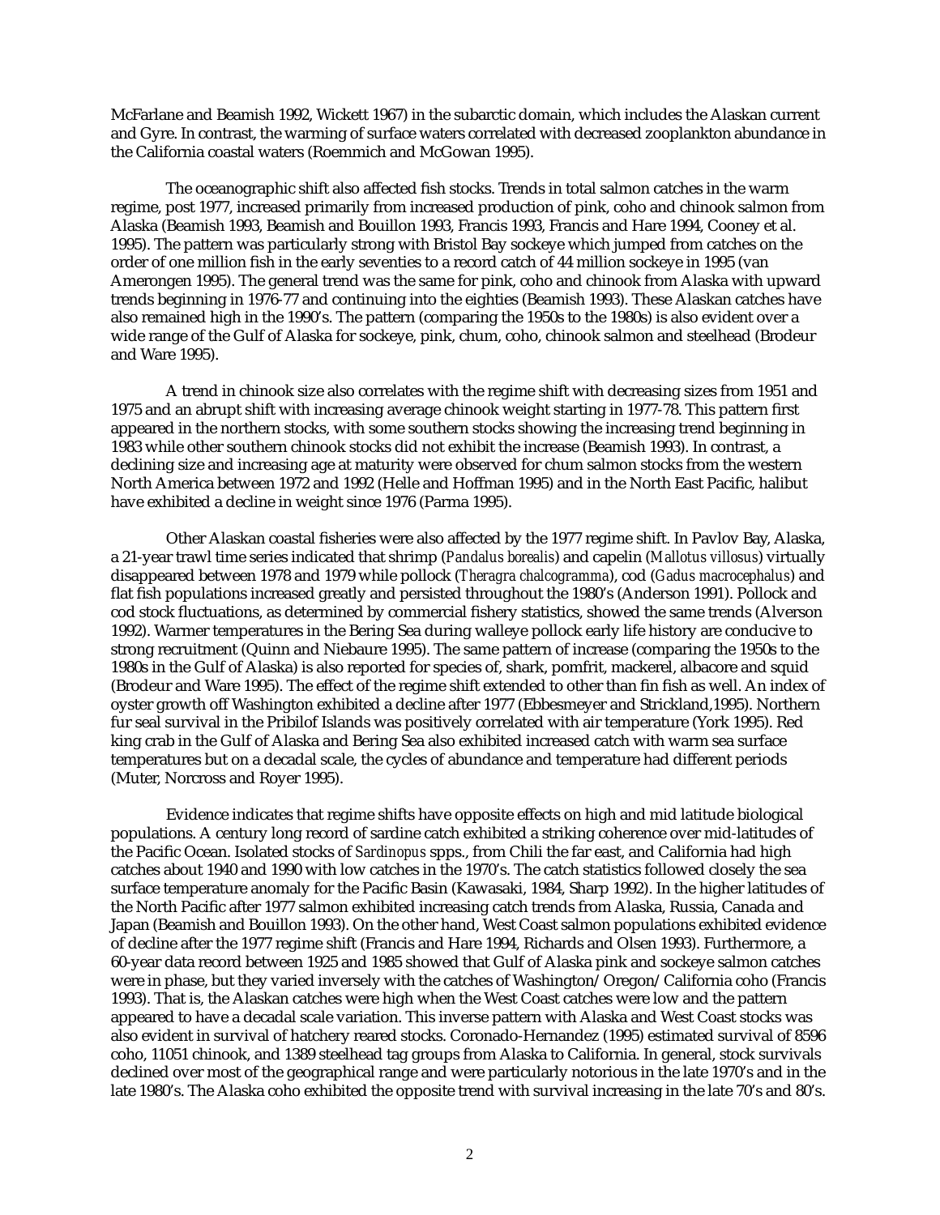McFarlane and Beamish 1992, Wickett 1967) in the subarctic domain, which includes the Alaskan current and Gyre. In contrast, the warming of surface waters correlated with decreased zooplankton abundance in the California coastal waters (Roemmich and McGowan 1995).

The oceanographic shift also affected fish stocks. Trends in total salmon catches in the warm regime, post 1977, increased primarily from increased production of pink, coho and chinook salmon from Alaska (Beamish 1993, Beamish and Bouillon 1993, Francis 1993, Francis and Hare 1994, Cooney et al. 1995). The pattern was particularly strong with Bristol Bay sockeye which jumped from catches on the order of one million fish in the early seventies to a record catch of 44 million sockeye in 1995 (van Amerongen 1995). The general trend was the same for pink, coho and chinook from Alaska with upward trends beginning in 1976-77 and continuing into the eighties (Beamish 1993). These Alaskan catches have also remained high in the 1990's. The pattern (comparing the 1950s to the 1980s) is also evident over a wide range of the Gulf of Alaska for sockeye, pink, chum, coho, chinook salmon and steelhead (Brodeur and Ware 1995).

A trend in chinook size also correlates with the regime shift with decreasing sizes from 1951 and 1975 and an abrupt shift with increasing average chinook weight starting in 1977-78. This pattern first appeared in the northern stocks, with some southern stocks showing the increasing trend beginning in 1983 while other southern chinook stocks did not exhibit the increase (Beamish 1993). In contrast, a declining size and increasing age at maturity were observed for chum salmon stocks from the western North America between 1972 and 1992 (Helle and Hoffman 1995) and in the North East Pacific, halibut have exhibited a decline in weight since 1976 (Parma 1995).

Other Alaskan coastal fisheries were also affected by the 1977 regime shift. In Pavlov Bay, Alaska, a 21-year trawl time series indicated that shrimp (*Pandalus borealis*) and capelin (*Mallotus villosus*) virtually disappeared between 1978 and 1979 while pollock (*Theragra chalcogramma*), cod (*Gadus macrocephalus*) and flat fish populations increased greatly and persisted throughout the 1980's (Anderson 1991). Pollock and cod stock fluctuations, as determined by commercial fishery statistics, showed the same trends (Alverson 1992). Warmer temperatures in the Bering Sea during walleye pollock early life history are conducive to strong recruitment (Quinn and Niebaure 1995). The same pattern of increase (comparing the 1950s to the 1980s in the Gulf of Alaska) is also reported for species of, shark, pomfrit, mackerel, albacore and squid (Brodeur and Ware 1995). The effect of the regime shift extended to other than fin fish as well. An index of oyster growth off Washington exhibited a decline after 1977 (Ebbesmeyer and Strickland,1995). Northern fur seal survival in the Pribilof Islands was positively correlated with air temperature (York 1995). Red king crab in the Gulf of Alaska and Bering Sea also exhibited increased catch with warm sea surface temperatures but on a decadal scale, the cycles of abundance and temperature had different periods (Muter, Norcross and Royer 1995).

Evidence indicates that regime shifts have opposite effects on high and mid latitude biological populations. A century long record of sardine catch exhibited a striking coherence over mid-latitudes of the Pacific Ocean. Isolated stocks of *Sardinopus* spps., from Chili the far east, and California had high catches about 1940 and 1990 with low catches in the 1970's. The catch statistics followed closely the sea surface temperature anomaly for the Pacific Basin (Kawasaki, 1984, Sharp 1992). In the higher latitudes of the North Pacific after 1977 salmon exhibited increasing catch trends from Alaska, Russia, Canada and Japan (Beamish and Bouillon 1993). On the other hand, West Coast salmon populations exhibited evidence of decline after the 1977 regime shift (Francis and Hare 1994, Richards and Olsen 1993). Furthermore, a 60-year data record between 1925 and 1985 showed that Gulf of Alaska pink and sockeye salmon catches were in phase, but they varied inversely with the catches of Washington/Oregon/California coho (Francis 1993). That is, the Alaskan catches were high when the West Coast catches were low and the pattern appeared to have a decadal scale variation. This inverse pattern with Alaska and West Coast stocks was also evident in survival of hatchery reared stocks. Coronado-Hernandez (1995) estimated survival of 8596 coho, 11051 chinook, and 1389 steelhead tag groups from Alaska to California. In general, stock survivals declined over most of the geographical range and were particularly notorious in the late 1970's and in the late 1980's. The Alaska coho exhibited the opposite trend with survival increasing in the late 70's and 80's.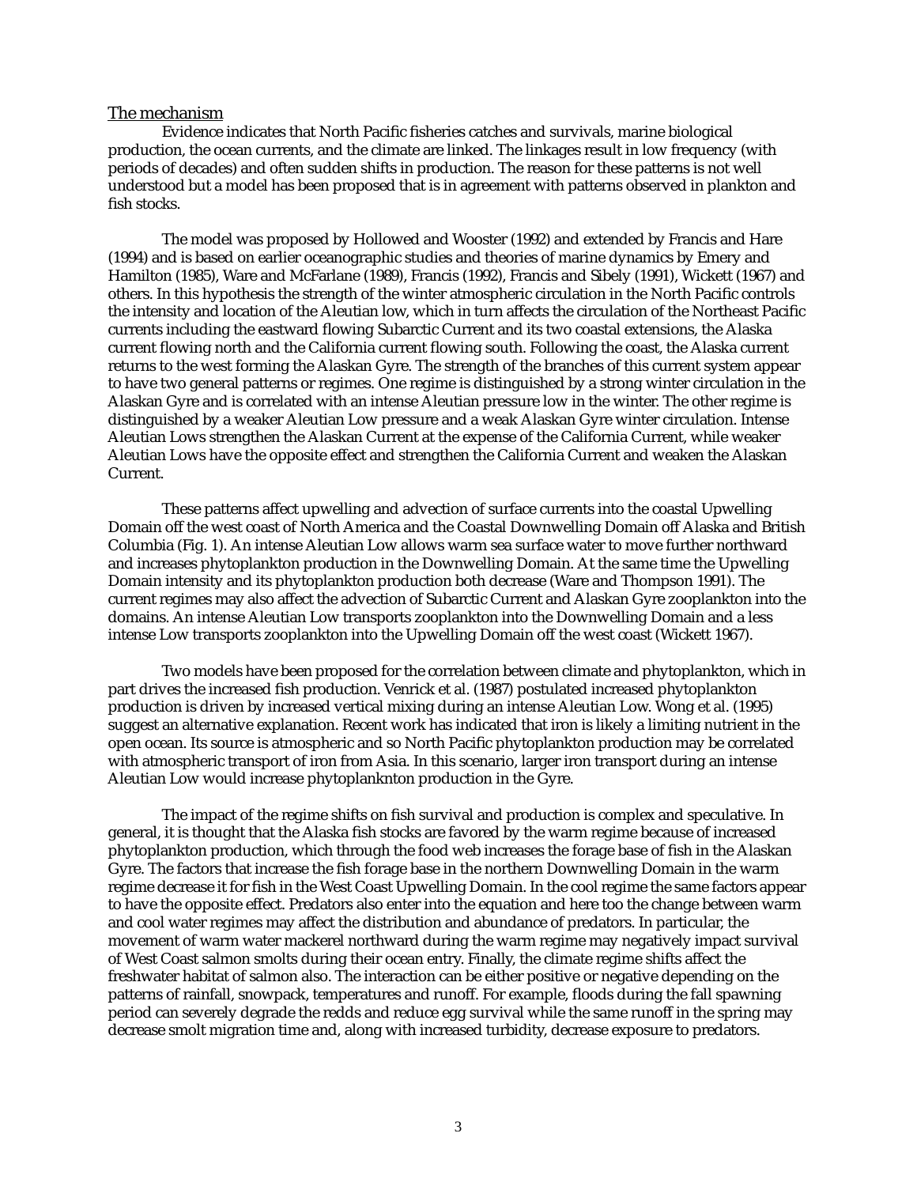## The mechanism

Evidence indicates that North Pacific fisheries catches and survivals, marine biological production, the ocean currents, and the climate are linked. The linkages result in low frequency (with periods of decades) and often sudden shifts in production. The reason for these patterns is not well understood but a model has been proposed that is in agreement with patterns observed in plankton and fish stocks.

The model was proposed by Hollowed and Wooster (1992) and extended by Francis and Hare (1994) and is based on earlier oceanographic studies and theories of marine dynamics by Emery and Hamilton (1985), Ware and McFarlane (1989), Francis (1992), Francis and Sibely (1991), Wickett (1967) and others. In this hypothesis the strength of the winter atmospheric circulation in the North Pacific controls the intensity and location of the Aleutian low, which in turn affects the circulation of the Northeast Pacific currents including the eastward flowing Subarctic Current and its two coastal extensions, the Alaska current flowing north and the California current flowing south. Following the coast, the Alaska current returns to the west forming the Alaskan Gyre. The strength of the branches of this current system appear to have two general patterns or regimes. One regime is distinguished by a strong winter circulation in the Alaskan Gyre and is correlated with an intense Aleutian pressure low in the winter. The other regime is distinguished by a weaker Aleutian Low pressure and a weak Alaskan Gyre winter circulation. Intense Aleutian Lows strengthen the Alaskan Current at the expense of the California Current, while weaker Aleutian Lows have the opposite effect and strengthen the California Current and weaken the Alaskan Current.

These patterns affect upwelling and advection of surface currents into the coastal Upwelling Domain off the west coast of North America and the Coastal Downwelling Domain off Alaska and British Columbia (Fig. 1). An intense Aleutian Low allows warm sea surface water to move further northward and increases phytoplankton production in the Downwelling Domain. At the same time the Upwelling Domain intensity and its phytoplankton production both decrease (Ware and Thompson 1991). The current regimes may also affect the advection of Subarctic Current and Alaskan Gyre zooplankton into the domains. An intense Aleutian Low transports zooplankton into the Downwelling Domain and a less intense Low transports zooplankton into the Upwelling Domain off the west coast (Wickett 1967).

Two models have been proposed for the correlation between climate and phytoplankton, which in part drives the increased fish production. Venrick et al. (1987) postulated increased phytoplankton production is driven by increased vertical mixing during an intense Aleutian Low. Wong et al. (1995) suggest an alternative explanation. Recent work has indicated that iron is likely a limiting nutrient in the open ocean. Its source is atmospheric and so North Pacific phytoplankton production may be correlated with atmospheric transport of iron from Asia. In this scenario, larger iron transport during an intense Aleutian Low would increase phytoplanknton production in the Gyre.

The impact of the regime shifts on fish survival and production is complex and speculative. In general, it is thought that the Alaska fish stocks are favored by the warm regime because of increased phytoplankton production, which through the food web increases the forage base of fish in the Alaskan Gyre. The factors that increase the fish forage base in the northern Downwelling Domain in the warm regime decrease it for fish in the West Coast Upwelling Domain. In the cool regime the same factors appear to have the opposite effect. Predators also enter into the equation and here too the change between warm and cool water regimes may affect the distribution and abundance of predators. In particular, the movement of warm water mackerel northward during the warm regime may negatively impact survival of West Coast salmon smolts during their ocean entry. Finally, the climate regime shifts affect the freshwater habitat of salmon also. The interaction can be either positive or negative depending on the patterns of rainfall, snowpack, temperatures and runoff. For example, floods during the fall spawning period can severely degrade the redds and reduce egg survival while the same runoff in the spring may decrease smolt migration time and, along with increased turbidity, decrease exposure to predators.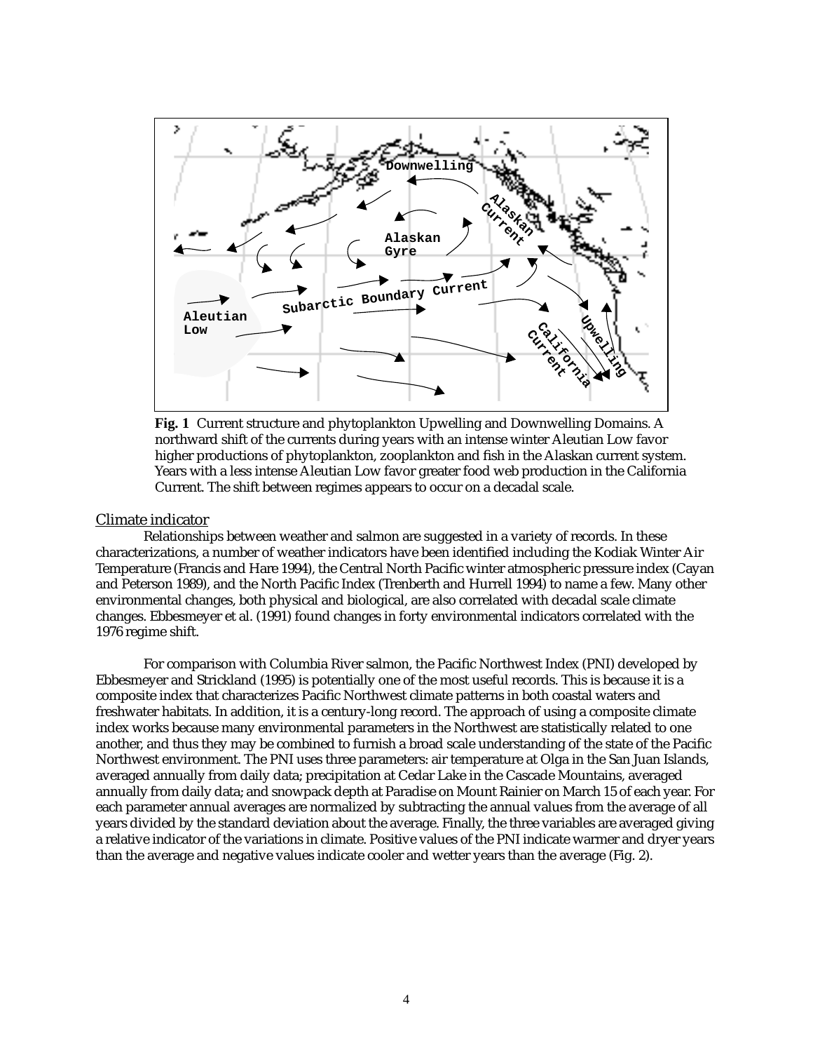Downwelling

Alaskan Current

Alaskan Gyre

Subarctic Boundary Current

Aleutian Low

California Current

Upwelling

**Fig. 1** Current structure and phytoplankton Upwelling and Downwelling Domains. A northward shift of the currents during years with an intense winter Aleutian Low favor higher productions of phytoplankton, zooplankton and fish in the Alaskan current system. Years with a less intense Aleutian Low favor greater food web production in the California Current. The shift between regimes appears to occur on a decadal scale.

## Climate indicator

Relationships between weather and salmon are suggested in a variety of records. In these characterizations, a number of weather indicators have been identified including the Kodiak Winter Air Temperature (Francis and Hare 1994), the Central North Pacific winter atmospheric pressure index (Cayan and Peterson 1989), and the North Pacific Index (Trenberth and Hurrell 1994) to name a few. Many other environmental changes, both physical and biological, are also correlated with decadal scale climate changes. Ebbesmeyer et al. (1991) found changes in forty environmental indicators correlated with the 1976 regime shift.

For comparison with Columbia River salmon, the Pacific Northwest Index (PNI) developed by Ebbesmeyer and Strickland (1995) is potentially one of the most useful records. This is because it is a composite index that characterizes Pacific Northwest climate patterns in both coastal waters and freshwater habitats. In addition, it is a century-long record. The approach of using a composite climate index works because many environmental parameters in the Northwest are statistically related to one another, and thus they may be combined to furnish a broad scale understanding of the state of the Pacific Northwest environment. The PNI uses three parameters: air temperature at Olga in the San Juan Islands, averaged annually from daily data; precipitation at Cedar Lake in the Cascade Mountains, averaged annually from daily data; and snowpack depth at Paradise on Mount Rainier on March 15 of each year. For each parameter annual averages are normalized by subtracting the annual values from the average of all years divided by the standard deviation about the average. Finally, the three variables are averaged giving a relative indicator of the variations in climate. Positive values of the PNI indicate warmer and dryer years than the average and negative values indicate cooler and wetter years than the average (Fig. 2).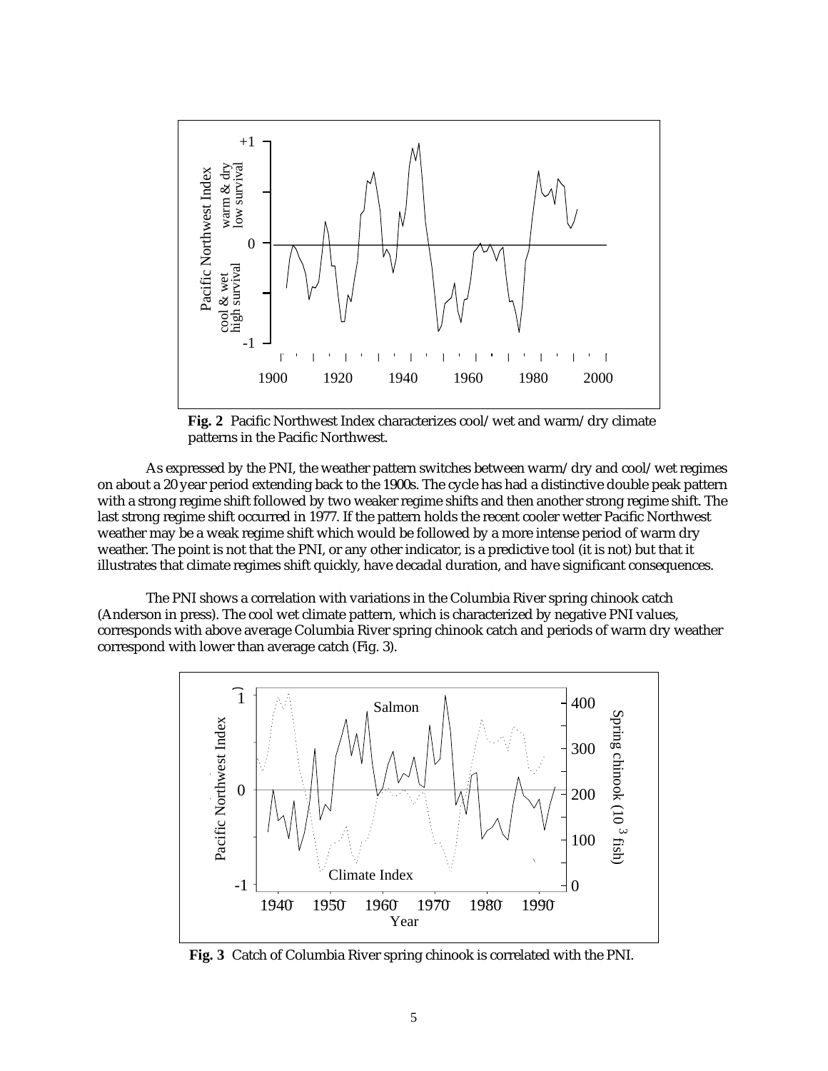+1

0

-1

Pacific Northwest Index

warm & dry
low survival

cool & wet
high survival

1900 1920 1940 1960 1980 2000

**Fig. 2** Pacific Northwest Index characterizes cool/wet and warm/dry climate patterns in the Pacific Northwest.

As expressed by the PNI, the weather pattern switches between warm/dry and cool/wet regimes on about a 20 year period extending back to the 1900s. The cycle has had a distinctive double peak pattern with a strong regime shift followed by two weaker regime shifts and then another strong regime shift. The last strong regime shift occurred in 1977. If the pattern holds the recent cooler wetter Pacific Northwest weather may be a weak regime shift which would be followed by a more intense period of warm dry weather. The point is not that the PNI, or any other indicator, is a predictive tool (it is not) but that it illustrates that climate regimes shift quickly, have decadal duration, and have significant consequences.

The PNI shows a correlation with variations in the Columbia River spring chinook catch (Anderson in press). The cool wet climate pattern, which is characterized by negative PNI values, corresponds with above average Columbia River spring chinook catch and periods of warm dry weather correspond with lower than average catch (Fig. 3).

1

0

-1

Pacific Northwest Index

Salmon

Climate Index

400

300

200

100

0

Spring chinook ($10^3$ fish)

1940 1950 1960 1970 1980 1990

Year

**Fig. 3** Catch of Columbia River spring chinook is correlated with the PNI.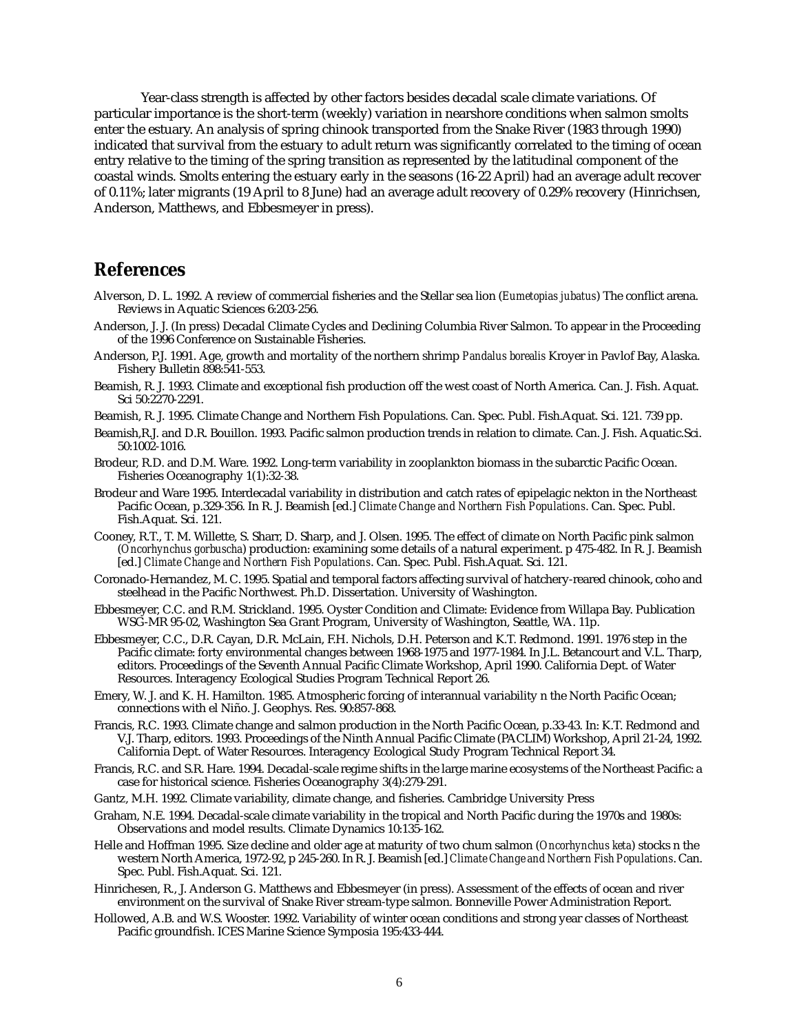Year-class strength is affected by other factors besides decadal scale climate variations. Of particular importance is the short-term (weekly) variation in nearshore conditions when salmon smolts enter the estuary. An analysis of spring chinook transported from the Snake River (1983 through 1990) indicated that survival from the estuary to adult return was significantly correlated to the timing of ocean entry relative to the timing of the spring transition as represented by the latitudinal component of the coastal winds. Smolts entering the estuary early in the seasons (16-22 April) had an average adult recover of 0.11%; later migrants (19 April to 8 June) had an average adult recovery of 0.29% recovery (Hinrichsen, Anderson, Matthews, and Ebbesmeyer in press).

## References

Alverson, D. L. 1992. A review of commercial fisheries and the Stellar sea lion (*Eumetopias jubatus*) The conflict arena. Reviews in Aquatic Sciences 6:203-256.

Anderson, J. J. (In press) Decadal Climate Cycles and Declining Columbia River Salmon. To appear in the Proceeding of the 1996 Conference on Sustainable Fisheries.

Anderson, P.J. 1991. Age, growth and mortality of the northern shrimp *Pandalus borealis* Kroyer in Pavlof Bay, Alaska. Fishery Bulletin 898:541-553.

Beamish, R. J. 1993. Climate and exceptional fish production off the west coast of North America. Can. J. Fish. Aquat. Sci 50:2270-2291.

Beamish, R. J. 1995. Climate Change and Northern Fish Populations. Can. Spec. Publ. Fish.Aquat. Sci. 121. 739 pp.

Beamish,R.J. and D.R. Bouillon. 1993. Pacific salmon production trends in relation to climate. Can. J. Fish. Aquatic.Sci. 50:1002-1016.

Brodeur, R.D. and D.M. Ware. 1992. Long-term variability in zooplankton biomass in the subarctic Pacific Ocean. Fisheries Oceanography 1(1):32-38.

Brodeur and Ware 1995. Interdecadal variability in distribution and catch rates of epipelagic nekton in the Northeast Pacific Ocean, p.329-356. In R. J. Beamish [ed.] *Climate Change and Northern Fish Populations*. Can. Spec. Publ. Fish.Aquat. Sci. 121.

Cooney, R.T., T. M. Willette, S. Sharr, D. Sharp, and J. Olsen. 1995. The effect of climate on North Pacific pink salmon (*Oncorhynchus gorbuscha*) production: examining some details of a natural experiment. p 475-482. In R. J. Beamish [ed.] *Climate Change and Northern Fish Populations*. Can. Spec. Publ. Fish.Aquat. Sci. 121.

Coronado-Hernandez, M. C. 1995. Spatial and temporal factors affecting survival of hatchery-reared chinook, coho and steelhead in the Pacific Northwest. Ph.D. Dissertation. University of Washington.

Ebbesmeyer, C.C. and R.M. Strickland. 1995. Oyster Condition and Climate: Evidence from Willapa Bay. Publication WSG-MR 95-02, Washington Sea Grant Program, University of Washington, Seattle, WA. 11p.

Ebbesmeyer, C.C., D.R. Cayan, D.R. McLain, F.H. Nichols, D.H. Peterson and K.T. Redmond. 1991. 1976 step in the Pacific climate: forty environmental changes between 1968-1975 and 1977-1984. In J.L. Betancourt and V.L. Tharp, editors. Proceedings of the Seventh Annual Pacific Climate Workshop, April 1990. California Dept. of Water Resources. Interagency Ecological Studies Program Technical Report 26.

Emery, W. J. and K. H. Hamilton. 1985. Atmospheric forcing of interannual variability n the North Pacific Ocean; connections with el Niño. J. Geophys. Res. 90:857-868.

Francis, R.C. 1993. Climate change and salmon production in the North Pacific Ocean, p.33-43. In: K.T. Redmond and V.J. Tharp, editors. 1993. Proceedings of the Ninth Annual Pacific Climate (PACLIM) Workshop, April 21-24, 1992. California Dept. of Water Resources. Interagency Ecological Study Program Technical Report 34.

Francis, R.C. and S.R. Hare. 1994. Decadal-scale regime shifts in the large marine ecosystems of the Northeast Pacific: a case for historical science. Fisheries Oceanography 3(4):279-291.

Gantz, M.H. 1992. Climate variability, climate change, and fisheries. Cambridge University Press

Graham, N.E. 1994. Decadal-scale climate variability in the tropical and North Pacific during the 1970s and 1980s: Observations and model results. Climate Dynamics 10:135-162.

Helle and Hoffman 1995. Size decline and older age at maturity of two chum salmon (*Oncorhynchus keta*) stocks n the western North America, 1972-92, p 245-260. In R. J. Beamish [ed.] *Climate Change and Northern Fish Populations*. Can. Spec. Publ. Fish.Aquat. Sci. 121.

Hinrichesen, R., J. Anderson G. Matthews and Ebbesmeyer (in press). Assessment of the effects of ocean and river environment on the survival of Snake River stream-type salmon. Bonneville Power Administration Report.

Hollowed, A.B. and W.S. Wooster. 1992. Variability of winter ocean conditions and strong year classes of Northeast Pacific groundfish. ICES Marine Science Symposia 195:433-444.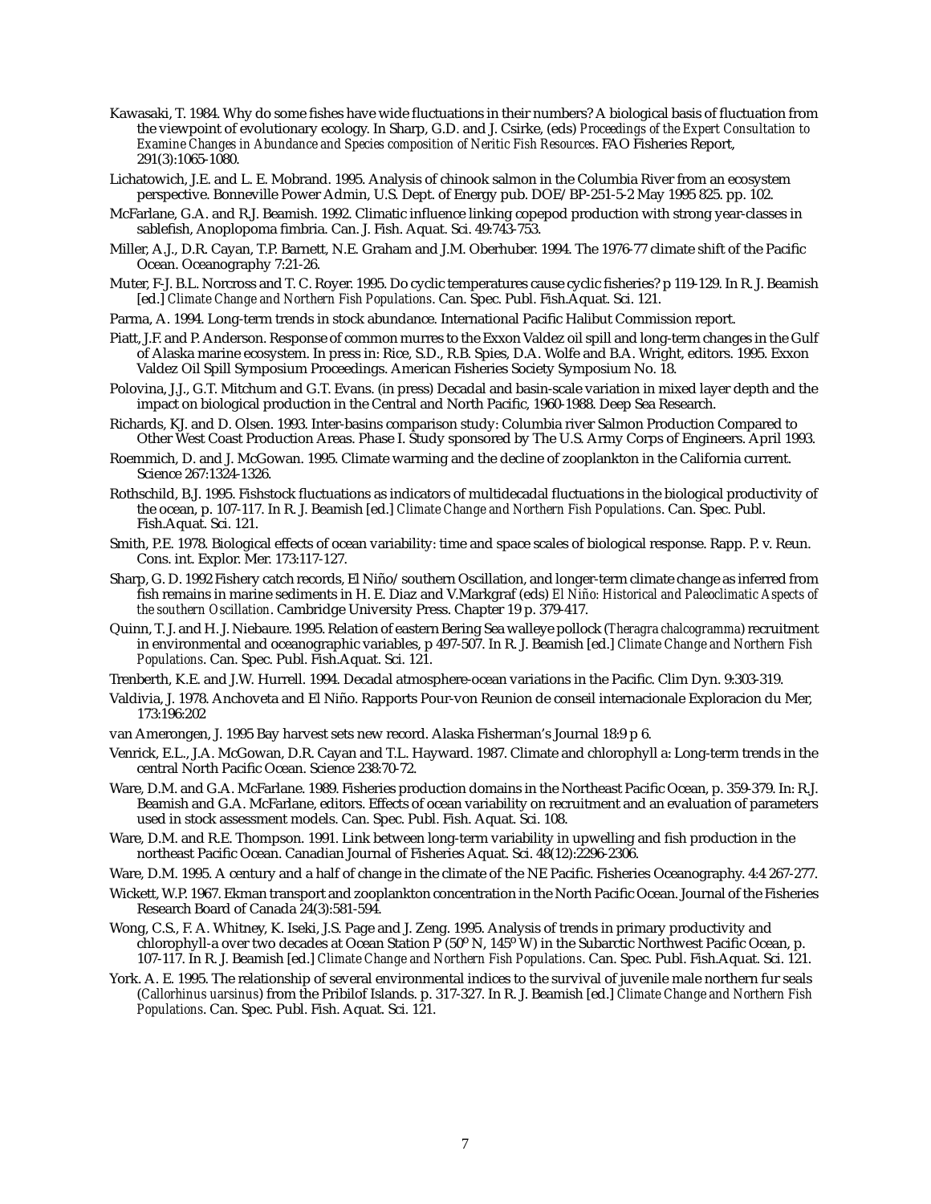Kawasaki, T. 1984. Why do some fishes have wide fluctuations in their numbers? A biological basis of fluctuation from the viewpoint of evolutionary ecology. In Sharp, G.D. and J. Csirke, (eds) *Proceedings of the Expert Consultation to Examine Changes in Abundance and Species composition of Neritic Fish Resources*. FAO Fisheries Report, 291(3):1065-1080.

Lichatowich, J.E. and L. E. Mobrand. 1995. Analysis of chinook salmon in the Columbia River from an ecosystem perspective. Bonneville Power Admin, U.S. Dept. of Energy pub. DOE/BP-251-5-2 May 1995 825. pp. 102.

McFarlane, G.A. and R.J. Beamish. 1992. Climatic influence linking copepod production with strong year-classes in sablefish, Anoplopoma fimbria. Can. J. Fish. Aquat. Sci. 49:743-753.

Miller, A.J., D.R. Cayan, T.P. Barnett, N.E. Graham and J.M. Oberhuber. 1994. The 1976-77 climate shift of the Pacific Ocean. Oceanography 7:21-26.

Muter, F-J. B.L. Norcross and T. C. Royer. 1995. Do cyclic temperatures cause cyclic fisheries? p 119-129. In R. J. Beamish [ed.] *Climate Change and Northern Fish Populations*. Can. Spec. Publ. Fish.Aquat. Sci. 121.

Parma, A. 1994. Long-term trends in stock abundance. International Pacific Halibut Commission report.

Piatt, J.F. and P. Anderson. Response of common murres to the Exxon Valdez oil spill and long-term changes in the Gulf of Alaska marine ecosystem. In press in: Rice, S.D., R.B. Spies, D.A. Wolfe and B.A. Wright, editors. 1995. Exxon Valdez Oil Spill Symposium Proceedings. American Fisheries Society Symposium No. 18.

Polovina, J.J., G.T. Mitchum and G.T. Evans. (in press) Decadal and basin-scale variation in mixed layer depth and the impact on biological production in the Central and North Pacific, 1960-1988. Deep Sea Research.

Richards, K.J. and D. Olsen. 1993. Inter-basins comparison study: Columbia river Salmon Production Compared to Other West Coast Production Areas. Phase I. Study sponsored by The U.S. Army Corps of Engineers. April 1993.

Roemmich, D. and J. McGowan. 1995. Climate warming and the decline of zooplankton in the California current. Science 267:1324-1326.

Rothschild, B.J. 1995. Fishstock fluctuations as indicators of multidecadal fluctuations in the biological productivity of the ocean, p. 107-117. In R. J. Beamish [ed.] *Climate Change and Northern Fish Populations*. Can. Spec. Publ. Fish.Aquat. Sci. 121.

Smith, P.E. 1978. Biological effects of ocean variability: time and space scales of biological response. Rapp. P. v. Reun. Cons. int. Explor. Mer. 173:117-127.

Sharp, G. D. 1992 Fishery catch records, El Niño/southern Oscillation, and longer-term climate change as inferred from fish remains in marine sediments in H. E. Diaz and V.Markgraf (eds) *El Niño: Historical and Paleoclimatic Aspects of the southern Oscillation*. Cambridge University Press. Chapter 19 p. 379-417.

Quinn, T. J. and H. J. Niebaure. 1995. Relation of eastern Bering Sea walleye pollock (*Theragra chalcogramma*) recruitment in environmental and oceanographic variables, p 497-507. In R. J. Beamish [ed.] *Climate Change and Northern Fish Populations*. Can. Spec. Publ. Fish.Aquat. Sci. 121.

Trenberth, K.E. and J.W. Hurrell. 1994. Decadal atmosphere-ocean variations in the Pacific. Clim Dyn. 9:303-319.

Valdivia, J. 1978. Anchoveta and El Niño. Rapports Pour-von Reunion de conseil internacionale Exploracion du Mer, 173:196:202

van Amerongen, J. 1995 Bay harvest sets new record. Alaska Fisherman's Journal 18:9 p 6.

Venrick, E.L., J.A. McGowan, D.R. Cayan and T.L. Hayward. 1987. Climate and chlorophyll a: Long-term trends in the central North Pacific Ocean. Science 238:70-72.

Ware, D.M. and G.A. McFarlane. 1989. Fisheries production domains in the Northeast Pacific Ocean, p. 359-379. In: R.J. Beamish and G.A. McFarlane, editors. Effects of ocean variability on recruitment and an evaluation of parameters used in stock assessment models. Can. Spec. Publ. Fish. Aquat. Sci. 108.

Ware, D.M. and R.E. Thompson. 1991. Link between long-term variability in upwelling and fish production in the northeast Pacific Ocean. Canadian Journal of Fisheries Aquat. Sci. 48(12):2296-2306.

Ware, D.M. 1995. A century and a half of change in the climate of the NE Pacific. Fisheries Oceanography. 4:4 267-277.

Wickett, W.P. 1967. Ekman transport and zooplankton concentration in the North Pacific Ocean. Journal of the Fisheries Research Board of Canada 24(3):581-594.

Wong, C.S., F. A. Whitney, K. Iseki, J.S. Page and J. Zeng. 1995. Analysis of trends in primary productivity and chlorophyll-a over two decades at Ocean Station P (50º N, 145º W) in the Subarctic Northwest Pacific Ocean, p. 107-117. In R. J. Beamish [ed.] *Climate Change and Northern Fish Populations*. Can. Spec. Publ. Fish.Aquat. Sci. 121.

York. A. E. 1995. The relationship of several environmental indices to the survival of juvenile male northern fur seals (*Callorhinus uarsinus*) from the Pribilof Islands. p. 317-327. In R. J. Beamish [ed.] *Climate Change and Northern Fish Populations*. Can. Spec. Publ. Fish. Aquat. Sci. 121.